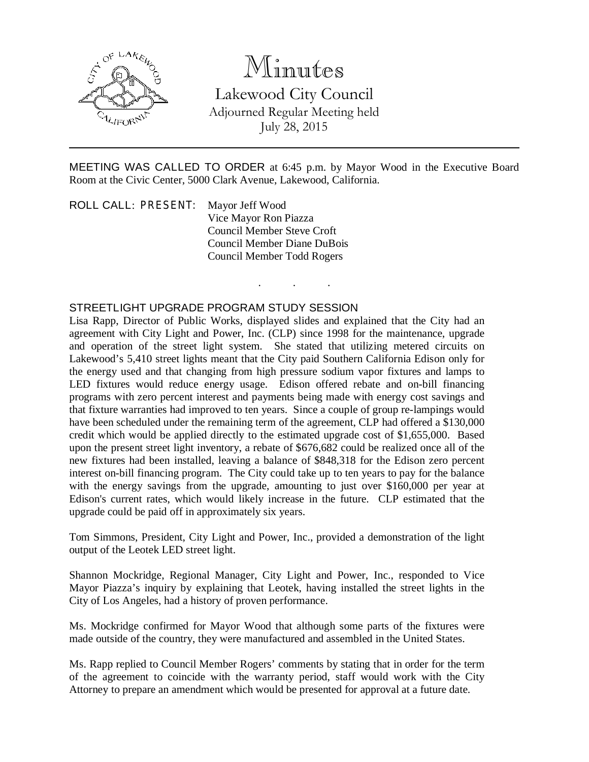# Minutes

## Lakewood City Council

Adjourned Regular Meeting held
July 28, 2015

---

MEETING WAS CALLED TO ORDER at 6:45 p.m. by Mayor Wood in the Executive Board Room at the Civic Center, 5000 Clark Avenue, Lakewood, California.

ROLL CALL: PRESENT: Mayor Jeff Wood
Vice Mayor Ron Piazza
Council Member Steve Croft
Council Member Diane DuBois
Council Member Todd Rogers

. . .

STREETLIGHT UPGRADE PROGRAM STUDY SESSION

Lisa Rapp, Director of Public Works, displayed slides and explained that the City had an agreement with City Light and Power, Inc. (CLP) since 1998 for the maintenance, upgrade and operation of the street light system. She stated that utilizing metered circuits on Lakewood's 5,410 street lights meant that the City paid Southern California Edison only for the energy used and that changing from high pressure sodium vapor fixtures and lamps to LED fixtures would reduce energy usage. Edison offered rebate and on-bill financing programs with zero percent interest and payments being made with energy cost savings and that fixture warranties had improved to ten years. Since a couple of group re-lampings would have been scheduled under the remaining term of the agreement, CLP had offered a $130,000 credit which would be applied directly to the estimated upgrade cost of $1,655,000. Based upon the present street light inventory, a rebate of $676,682 could be realized once all of the new fixtures had been installed, leaving a balance of $848,318 for the Edison zero percent interest on-bill financing program. The City could take up to ten years to pay for the balance with the energy savings from the upgrade, amounting to just over $160,000 per year at Edison's current rates, which would likely increase in the future. CLP estimated that the upgrade could be paid off in approximately six years.

Tom Simmons, President, City Light and Power, Inc., provided a demonstration of the light output of the Leotek LED street light.

Shannon Mockridge, Regional Manager, City Light and Power, Inc., responded to Vice Mayor Piazza's inquiry by explaining that Leotek, having installed the street lights in the City of Los Angeles, had a history of proven performance.

Ms. Mockridge confirmed for Mayor Wood that although some parts of the fixtures were made outside of the country, they were manufactured and assembled in the United States.

Ms. Rapp replied to Council Member Rogers' comments by stating that in order for the term of the agreement to coincide with the warranty period, staff would work with the City Attorney to prepare an amendment which would be presented for approval at a future date.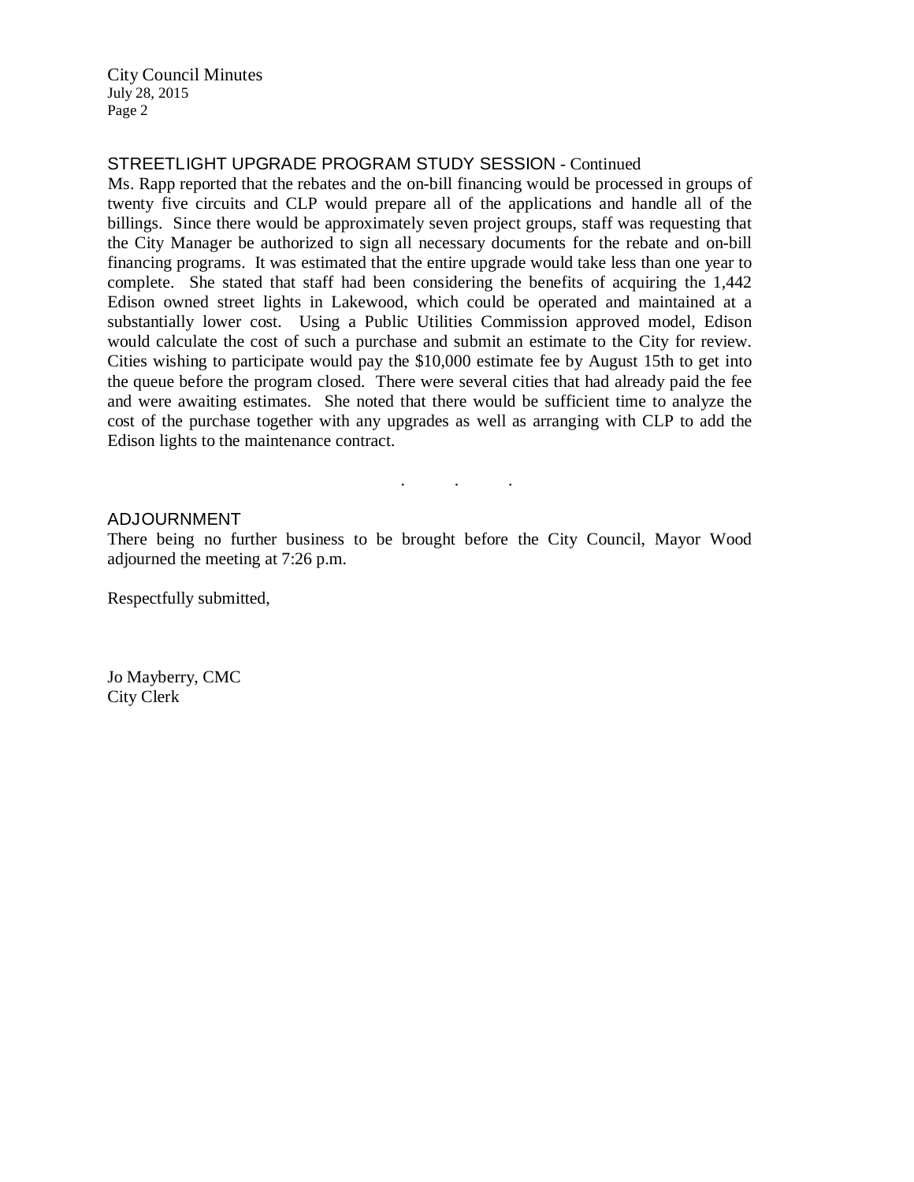## STREETLIGHT UPGRADE PROGRAM STUDY SESSION - Continued

Ms. Rapp reported that the rebates and the on-bill financing would be processed in groups of twenty five circuits and CLP would prepare all of the applications and handle all of the billings. Since there would be approximately seven project groups, staff was requesting that the City Manager be authorized to sign all necessary documents for the rebate and on-bill financing programs. It was estimated that the entire upgrade would take less than one year to complete. She stated that staff had been considering the benefits of acquiring the 1,442 Edison owned street lights in Lakewood, which could be operated and maintained at a substantially lower cost. Using a Public Utilities Commission approved model, Edison would calculate the cost of such a purchase and submit an estimate to the City for review. Cities wishing to participate would pay the $10,000 estimate fee by August 15th to get into the queue before the program closed. There were several cities that had already paid the fee and were awaiting estimates. She noted that there would be sufficient time to analyze the cost of the purchase together with any upgrades as well as arranging with CLP to add the Edison lights to the maintenance contract.

. . .

## ADJOURNMENT

There being no further business to be brought before the City Council, Mayor Wood adjourned the meeting at 7:26 p.m.

Respectfully submitted,

Jo Mayberry, CMC
City Clerk